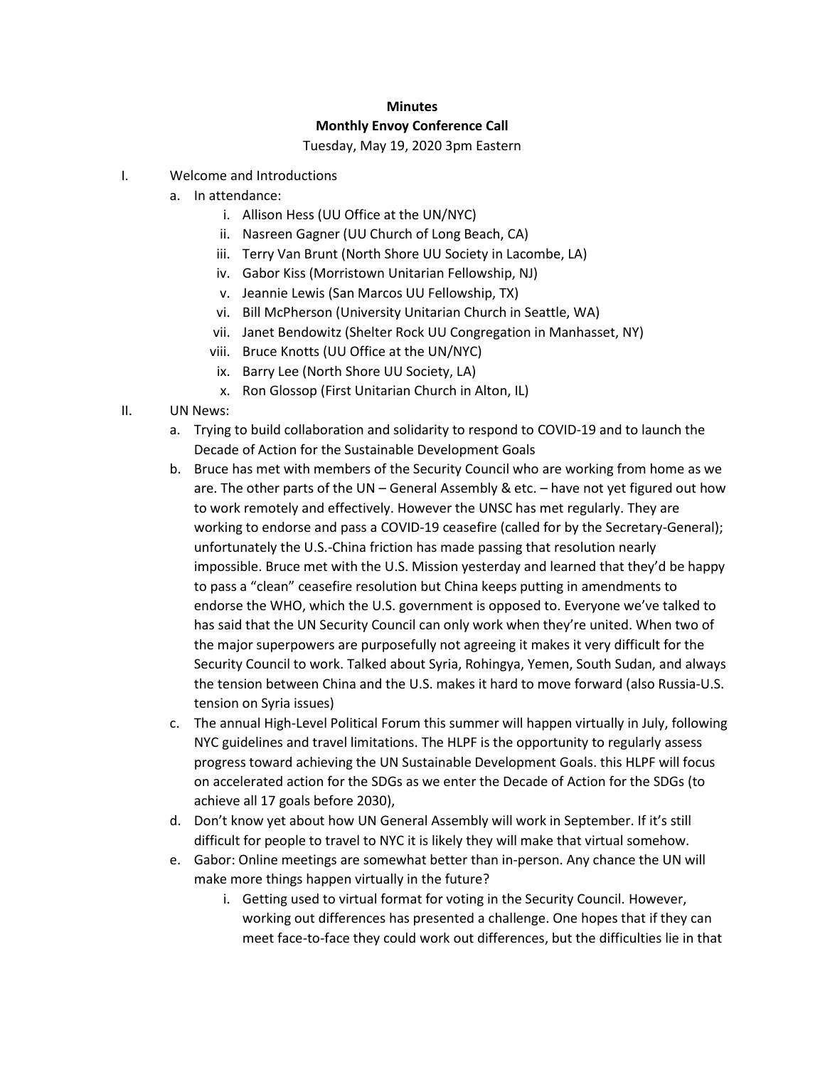**Minutes**

**Monthly Envoy Conference Call**

Tuesday, May 19, 2020 3pm Eastern

I. Welcome and Introductions
   a. In attendance:
      i. Allison Hess (UU Office at the UN/NYC)
      ii. Nasreen Gagner (UU Church of Long Beach, CA)
      iii. Terry Van Brunt (North Shore UU Society in Lacombe, LA)
      iv. Gabor Kiss (Morristown Unitarian Fellowship, NJ)
      v. Jeannie Lewis (San Marcos UU Fellowship, TX)
      vi. Bill McPherson (University Unitarian Church in Seattle, WA)
      vii. Janet Bendowitz (Shelter Rock UU Congregation in Manhasset, NY)
      viii. Bruce Knotts (UU Office at the UN/NYC)
      ix. Barry Lee (North Shore UU Society, LA)
      x. Ron Glossop (First Unitarian Church in Alton, IL)

II. UN News:
   a. Trying to build collaboration and solidarity to respond to COVID-19 and to launch the Decade of Action for the Sustainable Development Goals
   b. Bruce has met with members of the Security Council who are working from home as we are. The other parts of the UN – General Assembly & etc. – have not yet figured out how to work remotely and effectively. However the UNSC has met regularly. They are working to endorse and pass a COVID-19 ceasefire (called for by the Secretary-General); unfortunately the U.S.-China friction has made passing that resolution nearly impossible. Bruce met with the U.S. Mission yesterday and learned that they'd be happy to pass a "clean" ceasefire resolution but China keeps putting in amendments to endorse the WHO, which the U.S. government is opposed to. Everyone we've talked to has said that the UN Security Council can only work when they're united. When two of the major superpowers are purposefully not agreeing it makes it very difficult for the Security Council to work. Talked about Syria, Rohingya, Yemen, South Sudan, and always the tension between China and the U.S. makes it hard to move forward (also Russia-U.S. tension on Syria issues)
   c. The annual High-Level Political Forum this summer will happen virtually in July, following NYC guidelines and travel limitations. The HLPF is the opportunity to regularly assess progress toward achieving the UN Sustainable Development Goals. this HLPF will focus on accelerated action for the SDGs as we enter the Decade of Action for the SDGs (to achieve all 17 goals before 2030),
   d. Don't know yet about how UN General Assembly will work in September. If it's still difficult for people to travel to NYC it is likely they will make that virtual somehow.
   e. Gabor: Online meetings are somewhat better than in-person. Any chance the UN will make more things happen virtually in the future?
      i. Getting used to virtual format for voting in the Security Council. However, working out differences has presented a challenge. One hopes that if they can meet face-to-face they could work out differences, but the difficulties lie in that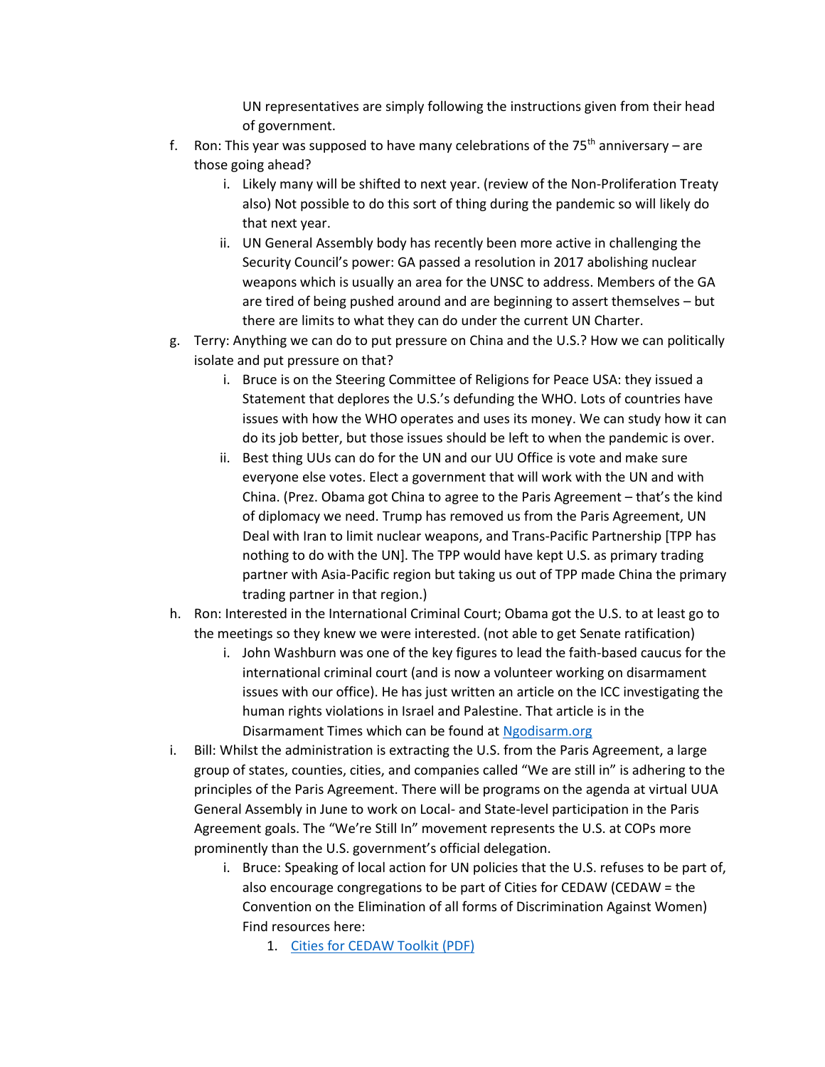UN representatives are simply following the instructions given from their head of government.

f. Ron: This year was supposed to have many celebrations of the 75th anniversary – are those going ahead?
    i. Likely many will be shifted to next year. (review of the Non-Proliferation Treaty also) Not possible to do this sort of thing during the pandemic so will likely do that next year.
    ii. UN General Assembly body has recently been more active in challenging the Security Council's power: GA passed a resolution in 2017 abolishing nuclear weapons which is usually an area for the UNSC to address. Members of the GA are tired of being pushed around and are beginning to assert themselves – but there are limits to what they can do under the current UN Charter.
g. Terry: Anything we can do to put pressure on China and the U.S.? How we can politically isolate and put pressure on that?
    i. Bruce is on the Steering Committee of Religions for Peace USA: they issued a Statement that deplores the U.S.'s defunding the WHO. Lots of countries have issues with how the WHO operates and uses its money. We can study how it can do its job better, but those issues should be left to when the pandemic is over.
    ii. Best thing UUs can do for the UN and our UU Office is vote and make sure everyone else votes. Elect a government that will work with the UN and with China. (Prez. Obama got China to agree to the Paris Agreement – that's the kind of diplomacy we need. Trump has removed us from the Paris Agreement, UN Deal with Iran to limit nuclear weapons, and Trans-Pacific Partnership [TPP has nothing to do with the UN]. The TPP would have kept U.S. as primary trading partner with Asia-Pacific region but taking us out of TPP made China the primary trading partner in that region.)
h. Ron: Interested in the International Criminal Court; Obama got the U.S. to at least go to the meetings so they knew we were interested. (not able to get Senate ratification)
    i. John Washburn was one of the key figures to lead the faith-based caucus for the international criminal court (and is now a volunteer working on disarmament issues with our office). He has just written an article on the ICC investigating the human rights violations in Israel and Palestine. That article is in the Disarmament Times which can be found at [Ngodisarm.org](Ngodisarm.org)
i. Bill: Whilst the administration is extracting the U.S. from the Paris Agreement, a large group of states, counties, cities, and companies called "We are still in" is adhering to the principles of the Paris Agreement. There will be programs on the agenda at virtual UUA General Assembly in June to work on Local- and State-level participation in the Paris Agreement goals. The "We're Still In" movement represents the U.S. at COPs more prominently than the U.S. government's official delegation.
    i. Bruce: Speaking of local action for UN policies that the U.S. refuses to be part of, also encourage congregations to be part of Cities for CEDAW (CEDAW = the Convention on the Elimination of all forms of Discrimination Against Women) Find resources here:
        1. Cities for CEDAW Toolkit (PDF)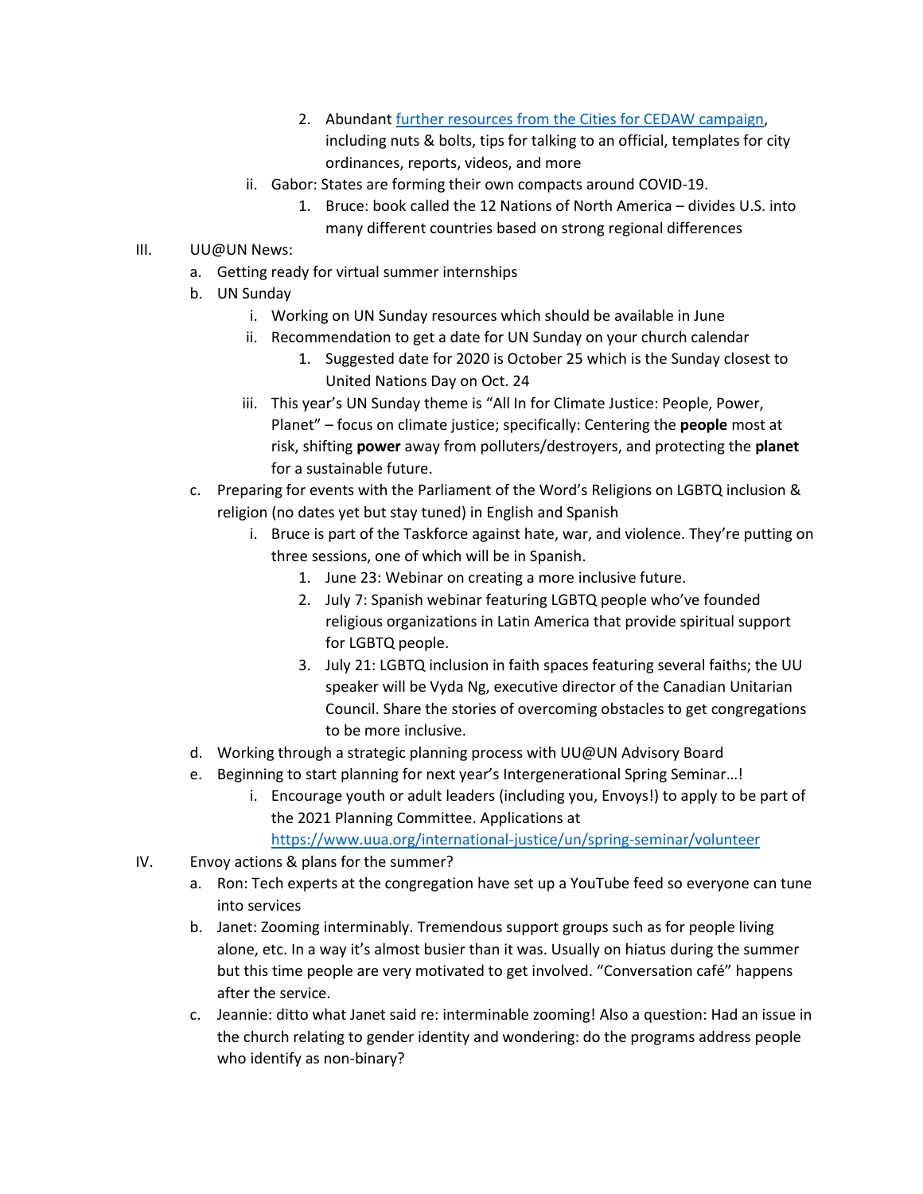2. Abundant [further resources from the Cities for CEDAW campaign](), including nuts & bolts, tips for talking to an official, templates for city ordinances, reports, videos, and more
   - ii. Gabor: States are forming their own compacts around COVID-19.
      1. Bruce: book called the 12 Nations of North America – divides U.S. into many different countries based on strong regional differences

III. UU@UN News:
   - a. Getting ready for virtual summer internships
   - b. UN Sunday
      - i. Working on UN Sunday resources which should be available in June
      - ii. Recommendation to get a date for UN Sunday on your church calendar
         1. Suggested date for 2020 is October 25 which is the Sunday closest to United Nations Day on Oct. 24
      - iii. This year's UN Sunday theme is "All In for Climate Justice: People, Power, Planet" – focus on climate justice; specifically: Centering the **people** most at risk, shifting **power** away from polluters/destroyers, and protecting the **planet** for a sustainable future.
   - c. Preparing for events with the Parliament of the Word's Religions on LGBTQ inclusion & religion (no dates yet but stay tuned) in English and Spanish
      - i. Bruce is part of the Taskforce against hate, war, and violence. They're putting on three sessions, one of which will be in Spanish.
         1. June 23: Webinar on creating a more inclusive future.
         2. July 7: Spanish webinar featuring LGBTQ people who've founded religious organizations in Latin America that provide spiritual support for LGBTQ people.
         3. July 21: LGBTQ inclusion in faith spaces featuring several faiths; the UU speaker will be Vyda Ng, executive director of the Canadian Unitarian Council. Share the stories of overcoming obstacles to get congregations to be more inclusive.
   - d. Working through a strategic planning process with UU@UN Advisory Board
   - e. Beginning to start planning for next year's Intergenerational Spring Seminar…!
      - i. Encourage youth or adult leaders (including you, Envoys!) to apply to be part of the 2021 Planning Committee. Applications at https://www.uua.org/international-justice/un/spring-seminar/volunteer

IV. Envoy actions & plans for the summer?
   - a. Ron: Tech experts at the congregation have set up a YouTube feed so everyone can tune into services
   - b. Janet: Zooming interminably. Tremendous support groups such as for people living alone, etc. In a way it's almost busier than it was. Usually on hiatus during the summer but this time people are very motivated to get involved. "Conversation café" happens after the service.
   - c. Jeannie: ditto what Janet said re: interminable zooming! Also a question: Had an issue in the church relating to gender identity and wondering: do the programs address people who identify as non-binary?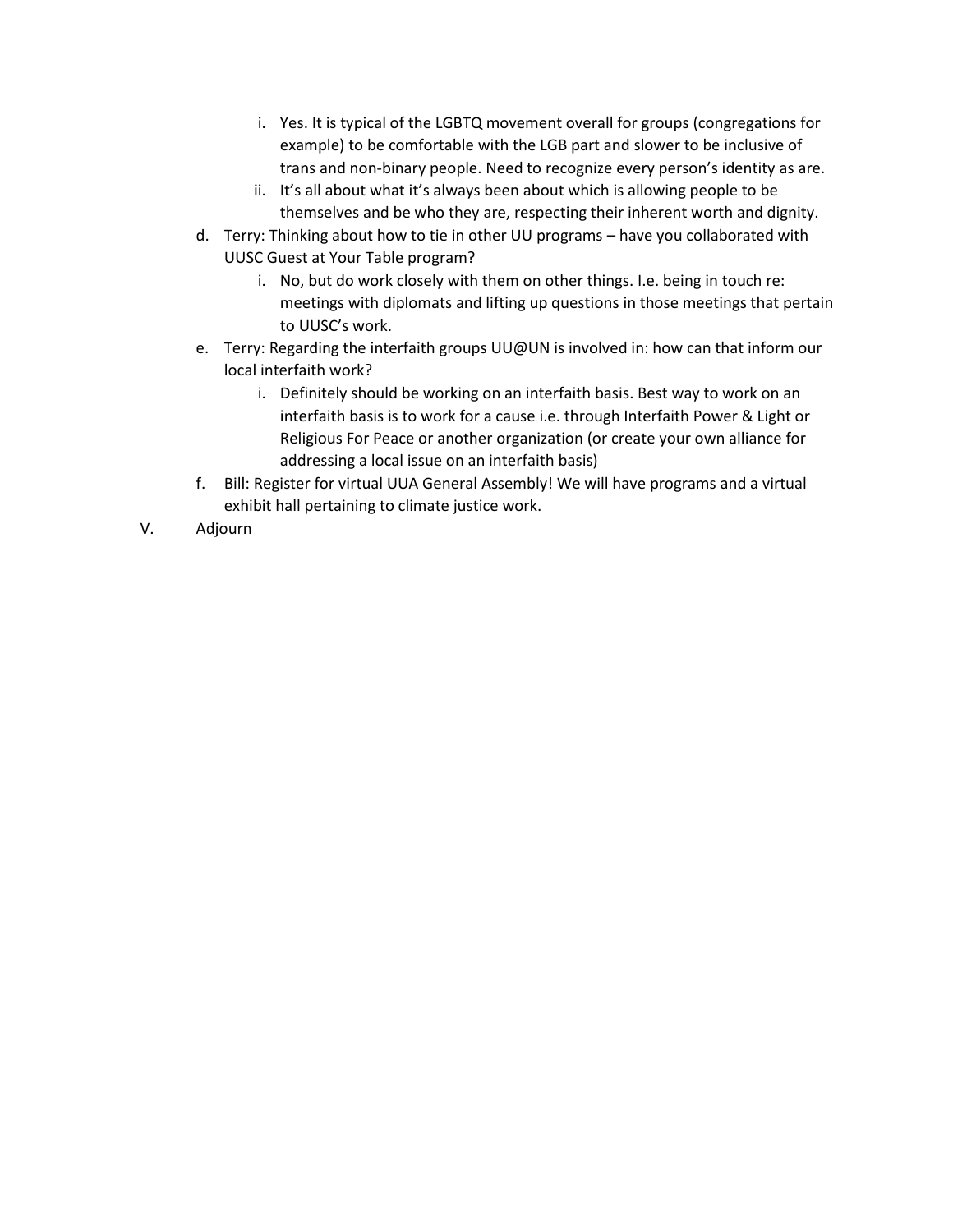i. Yes. It is typical of the LGBTQ movement overall for groups (congregations for example) to be comfortable with the LGB part and slower to be inclusive of trans and non-binary people. Need to recognize every person's identity as are.
   ii. It's all about what it's always been about which is allowing people to be themselves and be who they are, respecting their inherent worth and dignity.

d. Terry: Thinking about how to tie in other UU programs – have you collaborated with UUSC Guest at Your Table program?
   i. No, but do work closely with them on other things. I.e. being in touch re: meetings with diplomats and lifting up questions in those meetings that pertain to UUSC's work.

e. Terry: Regarding the interfaith groups UU@UN is involved in: how can that inform our local interfaith work?
   i. Definitely should be working on an interfaith basis. Best way to work on an interfaith basis is to work for a cause i.e. through Interfaith Power & Light or Religious For Peace or another organization (or create your own alliance for addressing a local issue on an interfaith basis)

f. Bill: Register for virtual UUA General Assembly! We will have programs and a virtual exhibit hall pertaining to climate justice work.

V. Adjourn